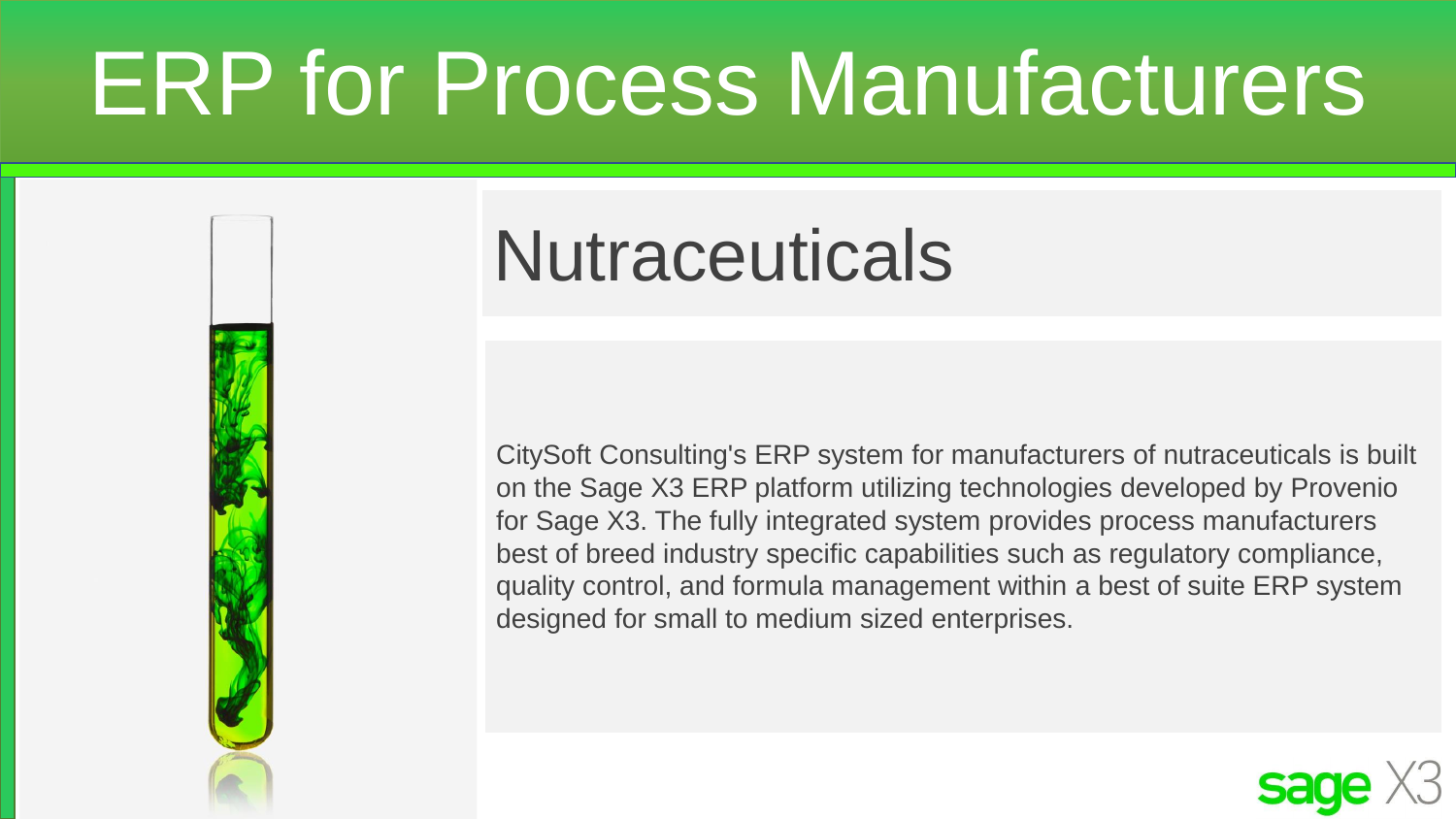# ERP for Process Manufacturers

## Nutraceuticals

CitySoft Consulting's ERP system for manufacturers of nutraceuticals is built on the Sage X3 ERP platform utilizing technologies developed by Provenio for Sage X3. The fully integrated system provides process manufacturers best of breed industry specific capabilities such as regulatory compliance, quality control, and formula management within a best of suite ERP system designed for small to medium sized enterprises.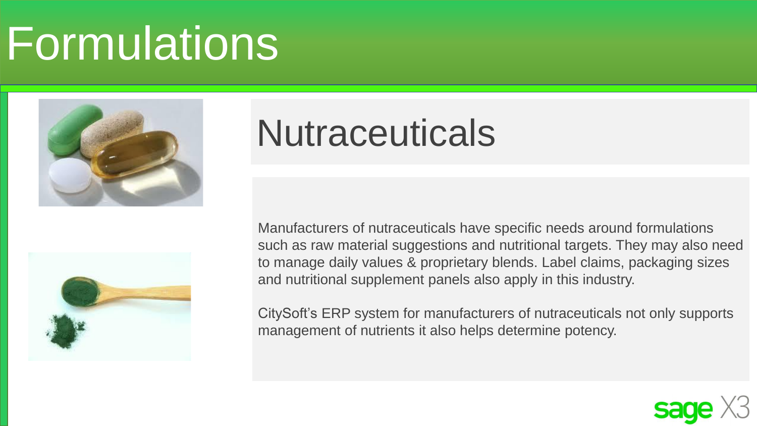# Formulations

## Nutraceuticals

Manufacturers of nutraceuticals have specific needs around formulations such as raw material suggestions and nutritional targets. They may also need to manage daily values & proprietary blends. Label claims, packaging sizes and nutritional supplement panels also apply in this industry.

CitySoft's ERP system for manufacturers of nutraceuticals not only supports management of nutrients it also helps determine potency.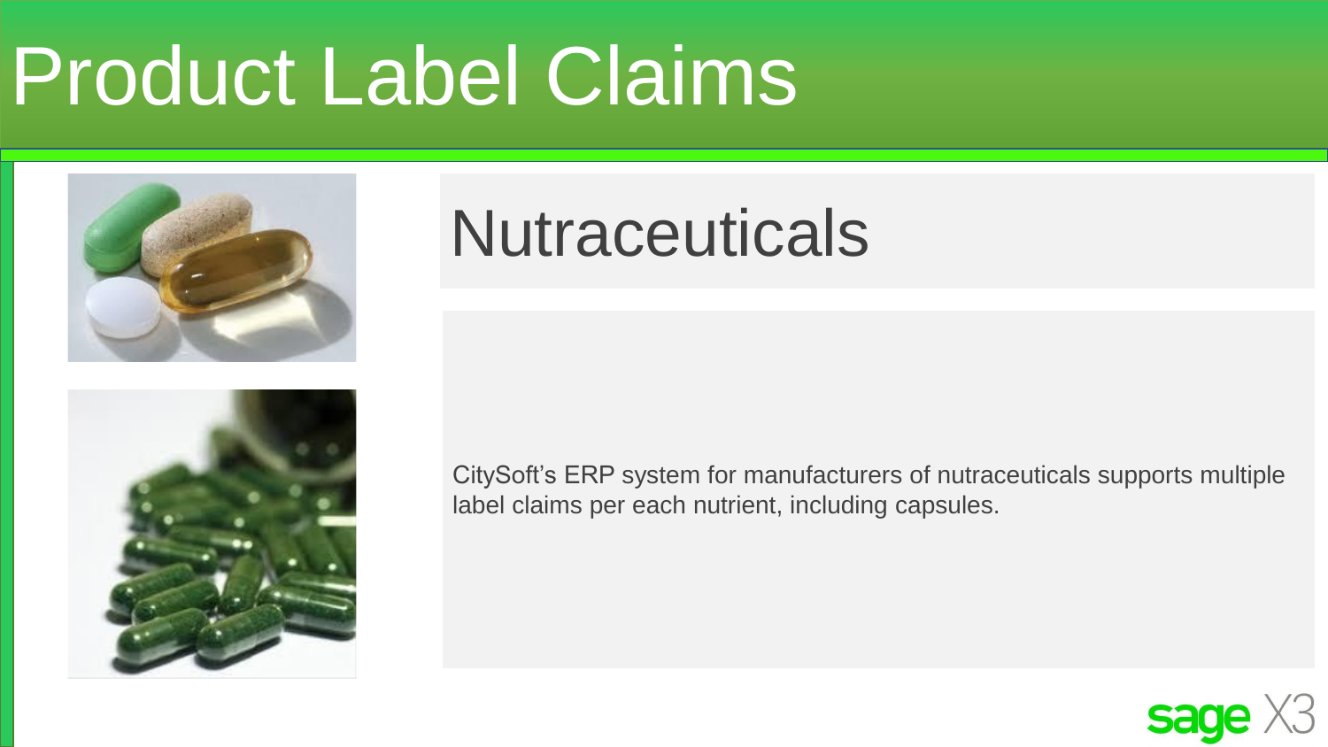# Product Label Claims

## Nutraceuticals

CitySoft's ERP system for manufacturers of nutraceuticals supports multiple label claims per each nutrient, including capsules.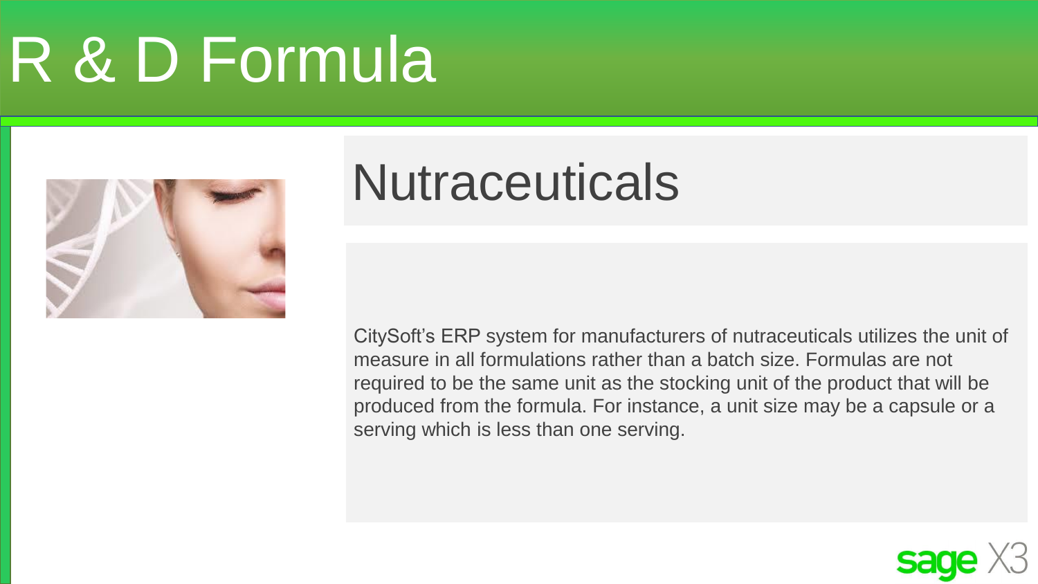# R & D Formula

## Nutraceuticals

CitySoft's ERP system for manufacturers of nutraceuticals utilizes the unit of measure in all formulations rather than a batch size. Formulas are not required to be the same unit as the stocking unit of the product that will be produced from the formula. For instance, a unit size may be a capsule or a serving which is less than one serving.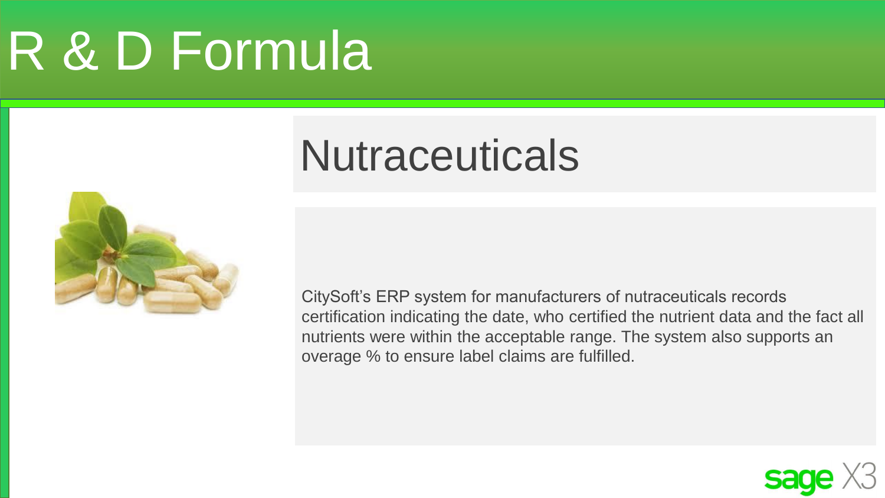# R & D Formula

## Nutraceuticals

CitySoft's ERP system for manufacturers of nutraceuticals records certification indicating the date, who certified the nutrient data and the fact all nutrients were within the acceptable range. The system also supports an overage % to ensure label claims are fulfilled.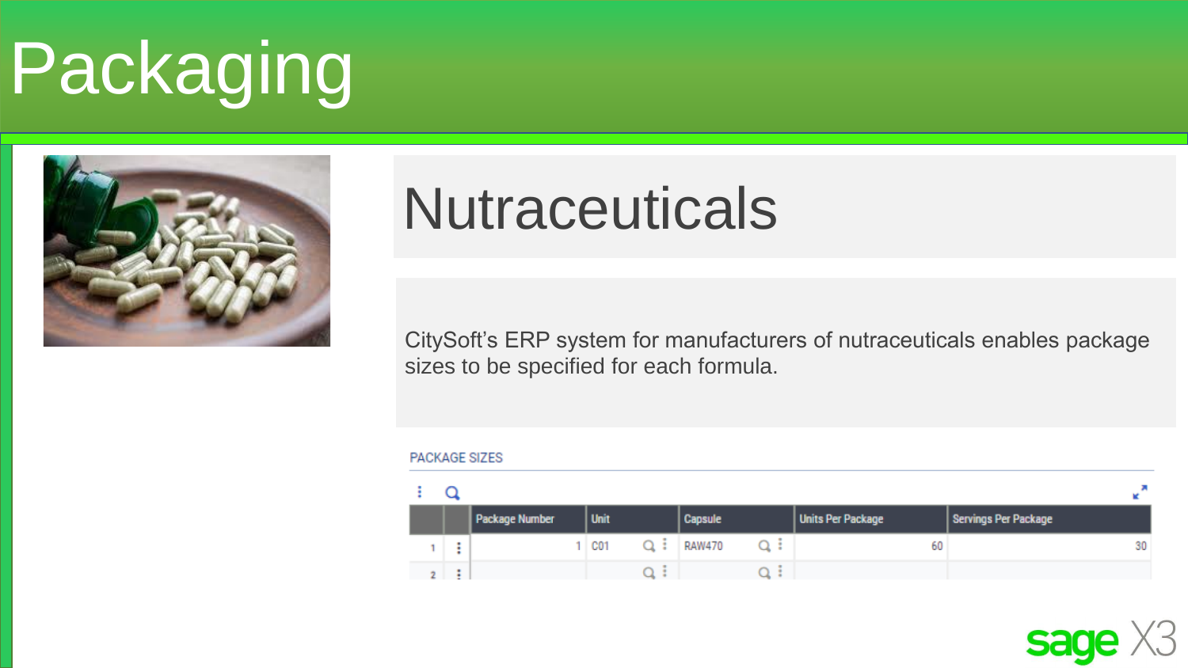# Packaging

## Nutraceuticals

CitySoft's ERP system for manufacturers of nutraceuticals enables package sizes to be specified for each formula.

PACKAGE SIZES

| | | Package Number | Unit | Capsule | Units Per Package | Servings Per Package |
|---|---|---|---|---|---|---|
| 1 | | 1 | C01 | RAW470 | 60 | 30 |
| 2 | | | | | | |

sage X3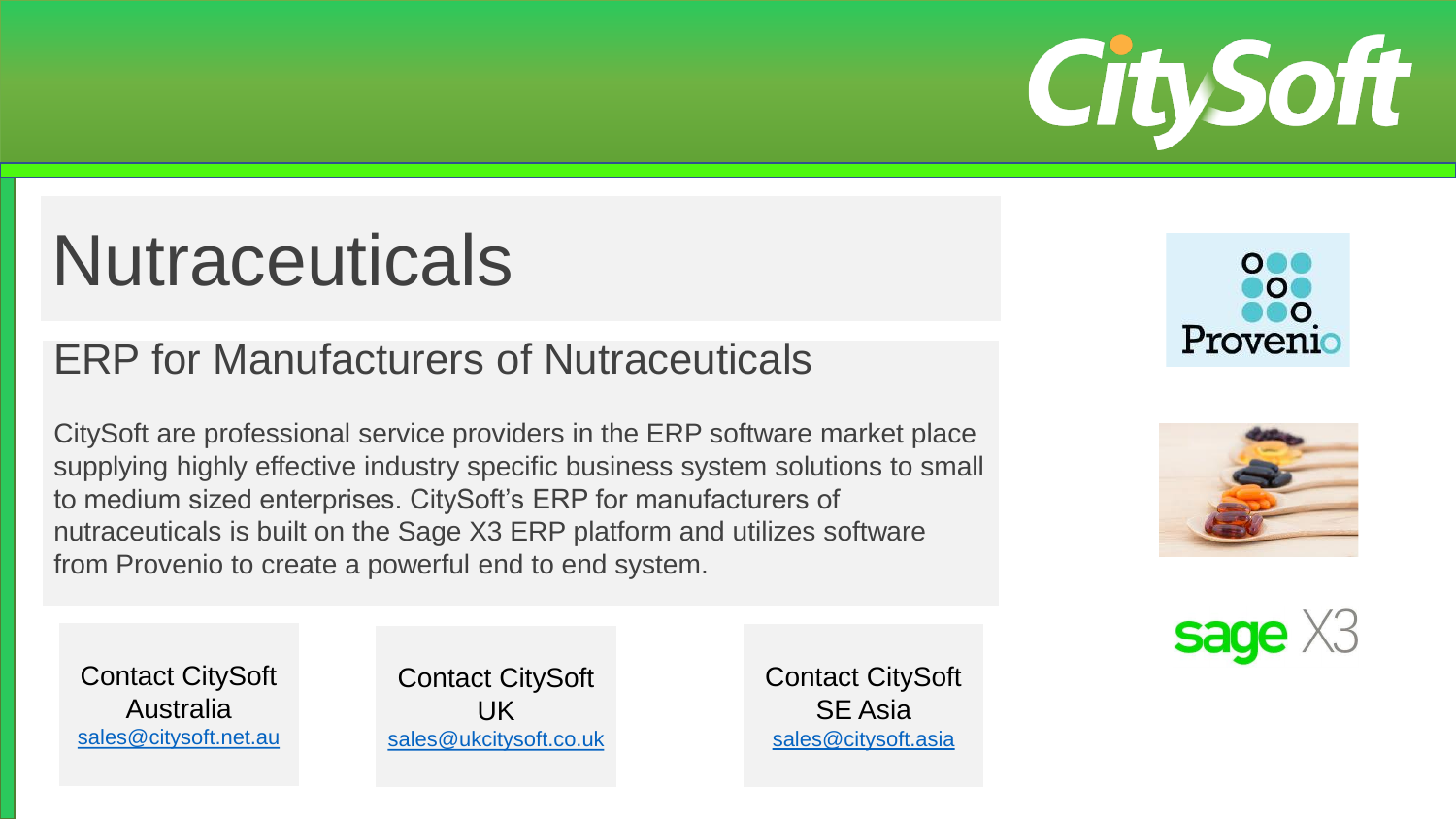# Nutraceuticals

## ERP for Manufacturers of Nutraceuticals

CitySoft are professional service providers in the ERP software market place supplying highly effective industry specific business system solutions to small to medium sized enterprises. CitySoft's ERP for manufacturers of nutraceuticals is built on the Sage X3 ERP platform and utilizes software from Provenio to create a powerful end to end system.

Contact CitySoft
Australia
sales@citysoft.net.au

Contact CitySoft
UK
sales@ukcitysoft.co.uk

Contact CitySoft
SE Asia
sales@citysoft.asia